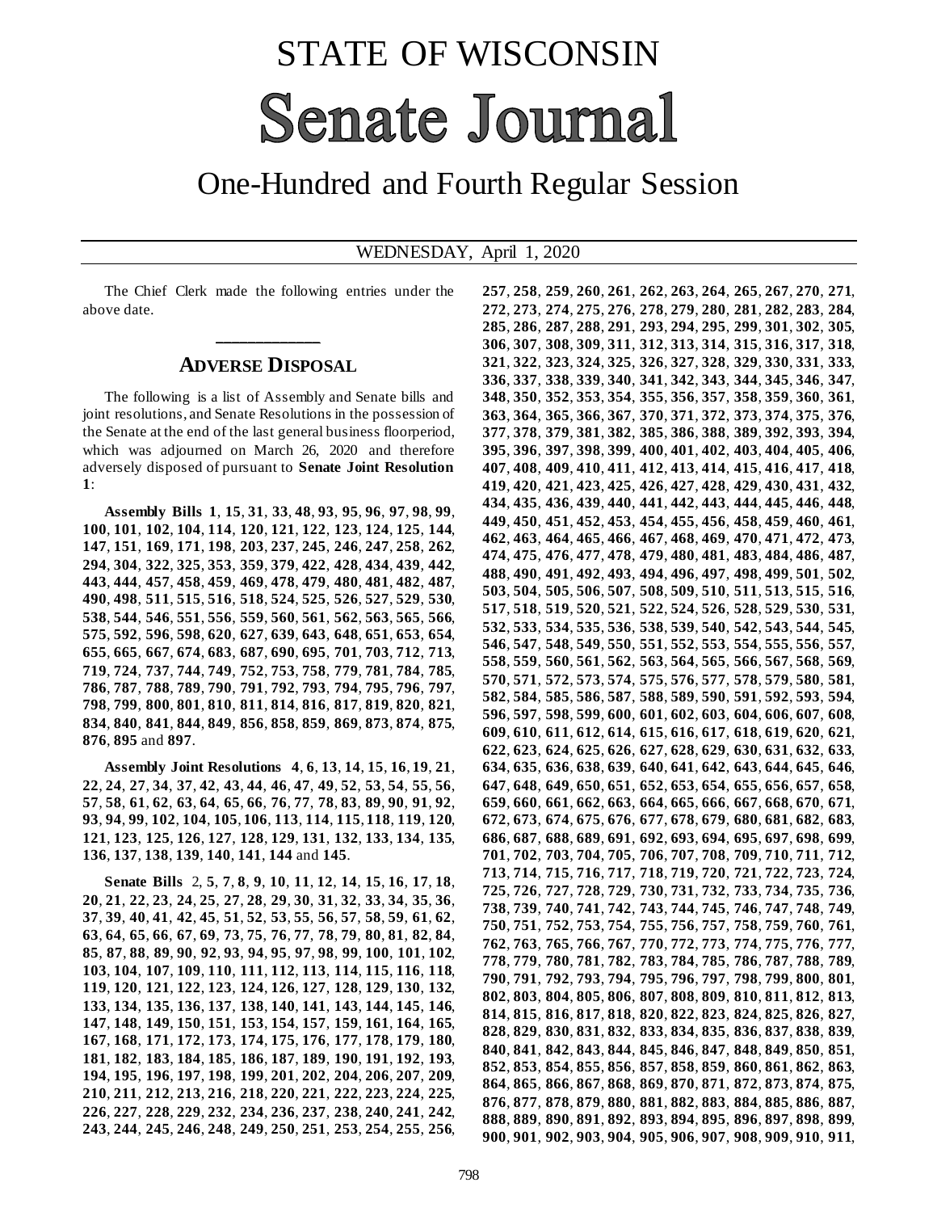# STATE OF WISCONSIN

# Senate Journal

## One-Hundred and Fourth Regular Session

WEDNESDAY, April 1, 2020

The Chief Clerk made the following entries under the above date.

## ADVERSE DISPOSAL

The following is a list of Assembly and Senate bills and joint resolutions, and Senate Resolutions in the possession of the Senate at the end of the last general business floorperiod, which was adjourned on March 26, 2020 and therefore adversely disposed of pursuant to **Senate Joint Resolution 1**:

**Assembly Bills 1**, **15**, **31**, **33**, **48**, **93**, **95**, **96**, **97**, **98**, **99**, **100**, **101**, **102**, **104**, **114**, **120**, **121**, **122**, **123**, **124**, **125**, **144**, **147**, **151**, **169**, **171**, **198**, **203**, **237**, **245**, **246**, **247**, **258**, **262**, **294**, **304**, **322**, **325**, **353**, **359**, **379**, **422**, **428**, **434**, **439**, **442**, **443**, **444**, **457**, **458**, **459**, **469**, **478**, **479**, **480**, **481**, **482**, **487**, **490**, **498**, **511**, **515**, **516**, **518**, **524**, **525**, **526**, **527**, **529**, **530**, **538**, **544**, **546**, **551**, **556**, **559**, **560**, **561**, **562**, **563**, **565**, **566**, **575**, **592**, **596**, **598**, **620**, **627**, **639**, **643**, **648**, **651**, **653**, **654**, **655**, **665**, **667**, **674**, **683**, **687**, **690**, **695**, **701**, **703**, **712**, **713**, **719**, **724**, **737**, **744**, **749**, **752**, **753**, **758**, **779**, **781**, **784**, **785**, **786**, **787**, **788**, **789**, **790**, **791**, **792**, **793**, **794**, **795**, **796**, **797**, **798**, **799**, **800**, **801**, **810**, **811**, **814**, **816**, **817**, **819**, **820**, **821**, **834**, **840**, **841**, **844**, **849**, **856**, **858**, **859**, **869**, **873**, **874**, **875**, **876**, **895** and **897**.

**Assembly Joint Resolutions 4**, **6**, **13**, **14**, **15**, **16**, **19**, **21**, **22**, **24**, **27**, **34**, **37**, **42**, **43**, **44**, **46**, **47**, **49**, **52**, **53**, **54**, **55**, **56**, **57**, **58**, **61**, **62**, **63**, **64**, **65**, **66**, **76**, **77**, **78**, **83**, **89**, **90**, **91**, **92**, **93**, **94**, **99**, **102**, **104**, **105**, **106**, **113**, **114**, **115**, **118**, **119**, **120**, **121**, **123**, **125**, **126**, **127**, **128**, **129**, **131**, **132**, **133**, **134**, **135**, **136**, **137**, **138**, **139**, **140**, **141**, **144** and **145**.

**Senate Bills** 2, **5**, **7**, **8**, **9**, **10**, **11**, **12**, **14**, **15**, **16**, **17**, **18**, **20**, **21**, **22**, **23**, **24**, **25**, **27**, **28**, **29**, **30**, **31**, **32**, **33**, **34**, **35**, **36**, **37**, **39**, **40**, **41**, **42**, **45**, **51**, **52**, **53**, **55**, **56**, **57**, **58**, **59**, **61**, **62**, **63**, **64**, **65**, **66**, **67**, **69**, **73**, **75**, **76**, **77**, **78**, **79**, **80**, **81**, **82**, **84**, **85**, **87**, **88**, **89**, **90**, **92**, **93**, **94**, **95**, **97**, **98**, **99**, **100**, **101**, **102**, **103**, **104**, **107**, **109**, **110**, **111**, **112**, **113**, **114**, **115**, **116**, **118**, **119**, **120**, **121**, **122**, **123**, **124**, **126**, **127**, **128**, **129**, **130**, **132**, **133**, **134**, **135**, **136**, **137**, **138**, **140**, **141**, **143**, **144**, **145**, **146**, **147**, **148**, **149**, **150**, **151**, **153**, **154**, **157**, **159**, **161**, **164**, **165**, **167**, **168**, **171**, **172**, **173**, **174**, **175**, **176**, **177**, **178**, **179**, **180**, **181**, **182**, **183**, **184**, **185**, **186**, **187**, **189**, **190**, **191**, **192**, **193**, **194**, **195**, **196**, **197**, **198**, **199**, **201**, **202**, **204**, **206**, **207**, **209**, **210**, **211**, **212**, **213**, **216**, **218**, **220**, **221**, **222**, **223**, **224**, **225**, **226**, **227**, **228**, **229**, **232**, **234**, **236**, **237**, **238**, **240**, **241**, **242**, **243**, **244**, **245**, **246**, **248**, **249**, **250**, **251**, **253**, **254**, **255**, **256**, **257**, **258**, **259**, **260**, **261**, **262**, **263**, **264**, **265**, **267**, **270**, **271**, **272**, **273**, **274**, **275**, **276**, **278**, **279**, **280**, **281**, **282**, **283**, **284**, **285**, **286**, **287**, **288**, **291**, **293**, **294**, **295**, **299**, **301**, **302**, **305**, **306**, **307**, **308**, **309**, **311**, **312**, **313**, **314**, **315**, **316**, **317**, **318**, **321**, **322**, **323**, **324**, **325**, **326**, **327**, **328**, **329**, **330**, **331**, **333**, **336**, **337**, **338**, **339**, **340**, **341**, **342**, **343**, **344**, **345**, **346**, **347**, **348**, **350**, **352**, **353**, **354**, **355**, **356**, **357**, **358**, **359**, **360**, **361**, **363**, **364**, **365**, **366**, **367**, **370**, **371**, **372**, **373**, **374**, **375**, **376**, **377**, **378**, **379**, **381**, **382**, **385**, **386**, **388**, **389**, **392**, **393**, **394**, **395**, **396**, **397**, **398**, **399**, **400**, **401**, **402**, **403**, **404**, **405**, **406**, **407**, **408**, **409**, **410**, **411**, **412**, **413**, **414**, **415**, **416**, **417**, **418**, **419**, **420**, **421**, **423**, **425**, **426**, **427**, **428**, **429**, **430**, **431**, **432**, **434**, **435**, **436**, **439**, **440**, **441**, **442**, **443**, **444**, **445**, **446**, **448**, **449**, **450**, **451**, **452**, **453**, **454**, **455**, **456**, **458**, **459**, **460**, **461**, **462**, **463**, **464**, **465**, **466**, **467**, **468**, **469**, **470**, **471**, **472**, **473**, **474**, **475**, **476**, **477**, **478**, **479**, **480**, **481**, **483**, **484**, **486**, **487**, **488**, **490**, **491**, **492**, **493**, **494**, **496**, **497**, **498**, **499**, **501**, **502**, **503**, **504**, **505**, **506**, **507**, **508**, **509**, **510**, **511**, **513**, **515**, **516**, **517**, **518**, **519**, **520**, **521**, **522**, **524**, **526**, **528**, **529**, **530**, **531**, **532**, **533**, **534**, **535**, **536**, **538**, **539**, **540**, **542**, **543**, **544**, **545**, **546**, **547**, **548**, **549**, **550**, **551**, **552**, **553**, **554**, **555**, **556**, **557**, **558**, **559**, **560**, **561**, **562**, **563**, **564**, **565**, **566**, **567**, **568**, **569**, **570**, **571**, **572**, **573**, **574**, **575**, **576**, **577**, **578**, **579**, **580**, **581**, **582**, **584**, **585**, **586**, **587**, **588**, **589**, **590**, **591**, **592**, **593**, **594**, **596**, **597**, **598**, **599**, **600**, **601**, **602**, **603**, **604**, **606**, **607**, **608**, **609**, **610**, **611**, **612**, **614**, **615**, **616**, **617**, **618**, **619**, **620**, **621**, **622**, **623**, **624**, **625**, **626**, **627**, **628**, **629**, **630**, **631**, **632**, **633**, **634**, **635**, **636**, **638**, **639**, **640**, **641**, **642**, **643**, **644**, **645**, **646**, **647**, **648**, **649**, **650**, **651**, **652**, **653**, **654**, **655**, **656**, **657**, **658**, **659**, **660**, **661**, **662**, **663**, **664**, **665**, **666**, **667**, **668**, **670**, **671**, **672**, **673**, **674**, **675**, **676**, **677**, **678**, **679**, **680**, **681**, **682**, **683**, **686**, **687**, **688**, **689**, **691**, **692**, **693**, **694**, **695**, **697**, **698**, **699**, **701**, **702**, **703**, **704**, **705**, **706**, **707**, **708**, **709**, **710**, **711**, **712**, **713**, **714**, **715**, **716**, **717**, **718**, **719**, **720**, **721**, **722**, **723**, **724**, **725**, **726**, **727**, **728**, **729**, **730**, **731**, **732**, **733**, **734**, **735**, **736**, **738**, **739**, **740**, **741**, **742**, **743**, **744**, **745**, **746**, **747**, **748**, **749**, **750**, **751**, **752**, **753**, **754**, **755**, **756**, **757**, **758**, **759**, **760**, **761**, **762**, **763**, **765**, **766**, **767**, **770**, **772**, **773**, **774**, **775**, **776**, **777**, **778**, **779**, **780**, **781**, **782**, **783**, **784**, **785**, **786**, **787**, **788**, **789**, **790**, **791**, **792**, **793**, **794**, **795**, **796**, **797**, **798**, **799**, **800**, **801**, **802**, **803**, **804**, **805**, **806**, **807**, **808**, **809**, **810**, **811**, **812**, **813**, **814**, **815**, **816**, **817**, **818**, **820**, **822**, **823**, **824**, **825**, **826**, **827**, **828**, **829**, **830**, **831**, **832**, **833**, **834**, **835**, **836**, **837**, **838**, **839**, **840**, **841**, **842**, **843**, **844**, **845**, **846**, **847**, **848**, **849**, **850**, **851**, **852**, **853**, **854**, **855**, **856**, **857**, **858**, **859**, **860**, **861**, **862**, **863**, **864**, **865**, **866**, **867**, **868**, **869**, **870**, **871**, **872**, **873**, **874**, **875**, **876**, **877**, **878**, **879**, **880**, **881**, **882**, **883**, **884**, **885**, **886**, **887**, **888**, **889**, **890**, **891**, **892**, **893**, **894**, **895**, **896**, **897**, **898**, **899**, **900**, **901**, **902**, **903**, **904**, **905**, **906**, **907**, **908**, **909**, **910**, **911**,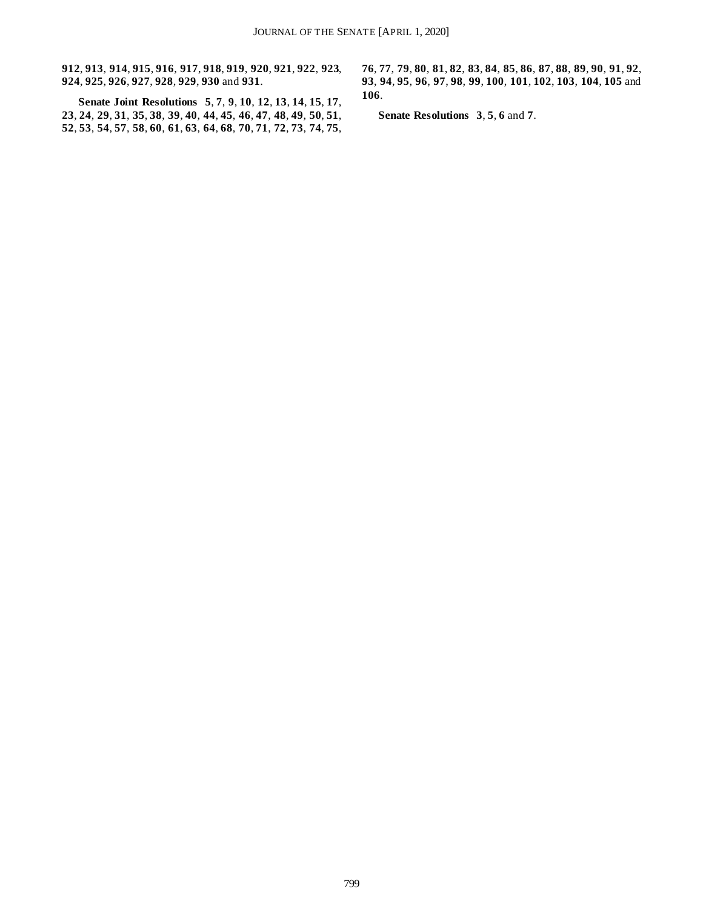**912**, **913**, **914**, **915**, **916**, **917**, **918**, **919**, **920**, **921**, **922**, **923**, **924**, **925**, **926**, **927**, **928**, **929**, **930** and **931**.

**Senate Joint Resolutions 5**, **7**, **9**, **10**, **12**, **13**, **14**, **15**, **17**, **23**, **24**, **29**, **31**, **35**, **38**, **39**, **40**, **44**, **45**, **46**, **47**, **48**, **49**, **50**, **51**, **52**, **53**, **54**, **57**, **58**, **60**, **61**, **63**, **64**, **68**, **70**, **71**, **72**, **73**, **74**, **75**, **76**, **77**, **79**, **80**, **81**, **82**, **83**, **84**, **85**, **86**, **87**, **88**, **89**, **90**, **91**, **92**, **93**, **94**, **95**, **96**, **97**, **98**, **99**, **100**, **101**, **102**, **103**, **104**, **105** and **106**.

**Senate Resolutions 3**, **5**, **6** and **7**.